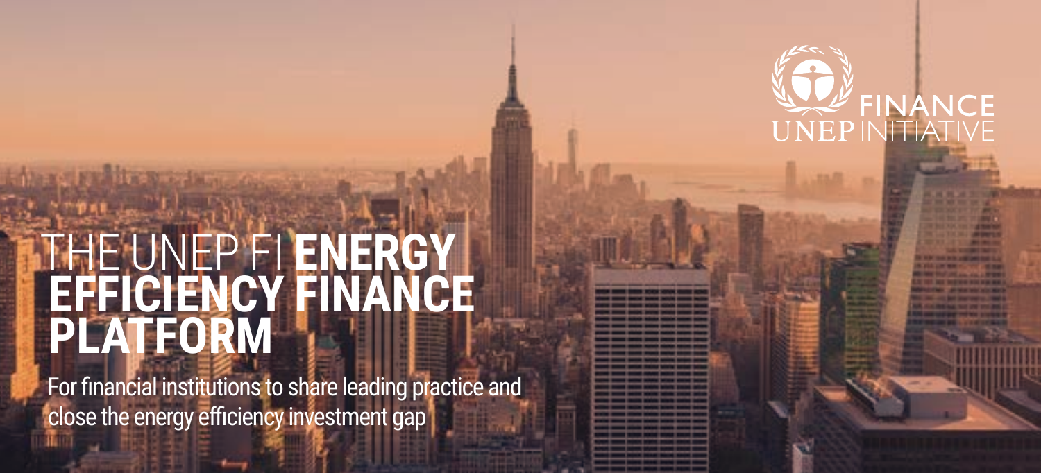UNEP FINANCE INITIATIVE

# THE UNEP FI **ENERGY EFFICIENCY FINANCE PLATFORM**

For financial institutions to share leading practice and close the energy efficiency investment gap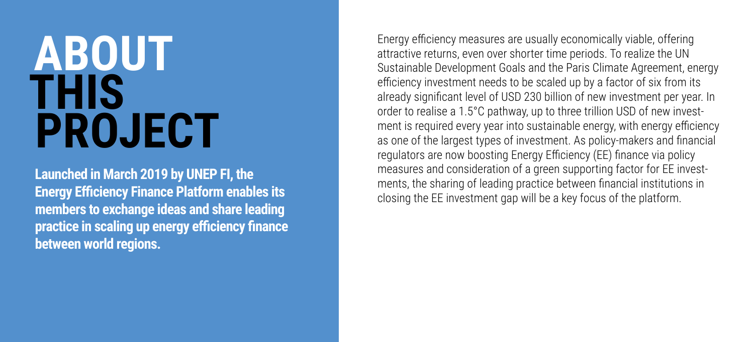# ABOUT THIS PROJECT

**Launched in March 2019 by UNEP FI, the Energy Efficiency Finance Platform enables its members to exchange ideas and share leading practice in scaling up energy efficiency finance between world regions.**

Energy efficiency measures are usually economically viable, offering attractive returns, even over shorter time periods. To realize the UN Sustainable Development Goals and the Paris Climate Agreement, energy efficiency investment needs to be scaled up by a factor of six from its already significant level of USD 230 billion of new investment per year. In order to realise a 1.5°C pathway, up to three trillion USD of new investment is required every year into sustainable energy, with energy efficiency as one of the largest types of investment. As policy-makers and financial regulators are now boosting Energy Efficiency (EE) finance via policy measures and consideration of a green supporting factor for EE investments, the sharing of leading practice between financial institutions in closing the EE investment gap will be a key focus of the platform.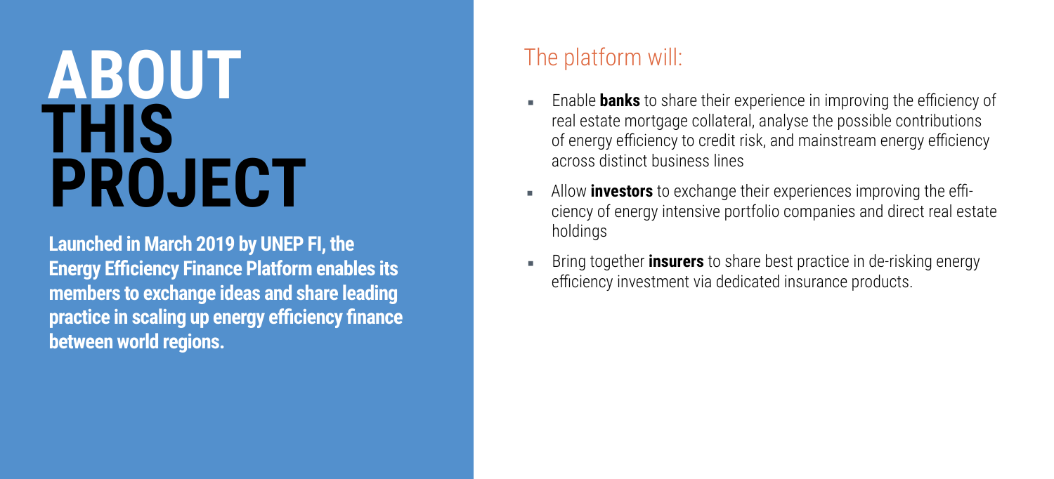# ABOUT THIS PROJECT

**Launched in March 2019 by UNEP FI, the Energy Efficiency Finance Platform enables its members to exchange ideas and share leading practice in scaling up energy efficiency finance between world regions.**

## The platform will:

- Enable **banks** to share their experience in improving the efficiency of real estate mortgage collateral, analyse the possible contributions of energy efficiency to credit risk, and mainstream energy efficiency across distinct business lines
- Allow **investors** to exchange their experiences improving the efficiency of energy intensive portfolio companies and direct real estate holdings
- Bring together **insurers** to share best practice in de-risking energy efficiency investment via dedicated insurance products.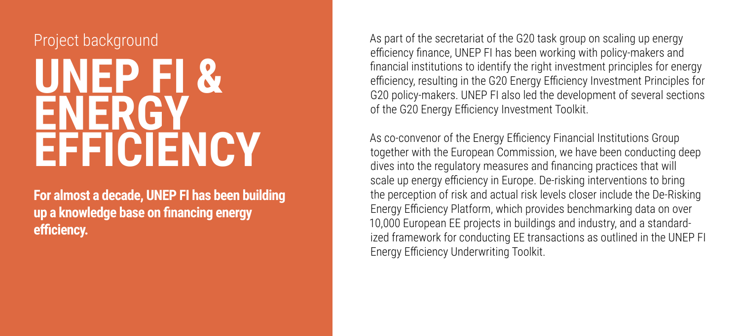Project background

# UNEP FI & ENERGY EFFICIENCY

**For almost a decade, UNEP FI has been building up a knowledge base on financing energy efficiency.**

As part of the secretariat of the G20 task group on scaling up energy efficiency finance, UNEP FI has been working with policy-makers and financial institutions to identify the right investment principles for energy efficiency, resulting in the G20 Energy Efficiency Investment Principles for G20 policy-makers. UNEP FI also led the development of several sections of the G20 Energy Efficiency Investment Toolkit.

As co-convenor of the Energy Efficiency Financial Institutions Group together with the European Commission, we have been conducting deep dives into the regulatory measures and financing practices that will scale up energy efficiency in Europe. De-risking interventions to bring the perception of risk and actual risk levels closer include the De-Risking Energy Efficiency Platform, which provides benchmarking data on over 10,000 European EE projects in buildings and industry, and a standardized framework for conducting EE transactions as outlined in the UNEP FI Energy Efficiency Underwriting Toolkit.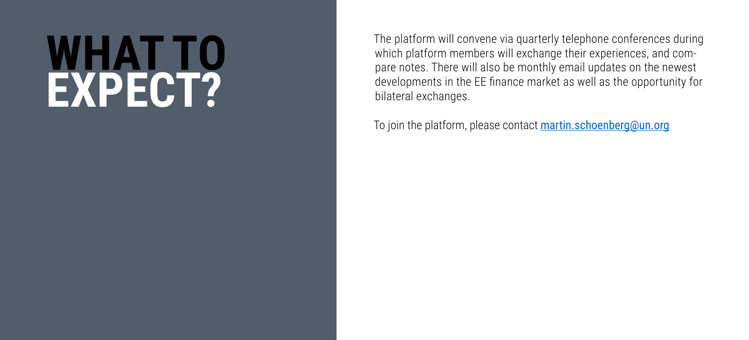# WHAT TO EXPECT?

The platform will convene via quarterly telephone conferences during which platform members will exchange their experiences, and compare notes. There will also be monthly email updates on the newest developments in the EE finance market as well as the opportunity for bilateral exchanges.

To join the platform, please contact [martin.schoenberg@un.org](mailto:martin.schoenberg@un.org)